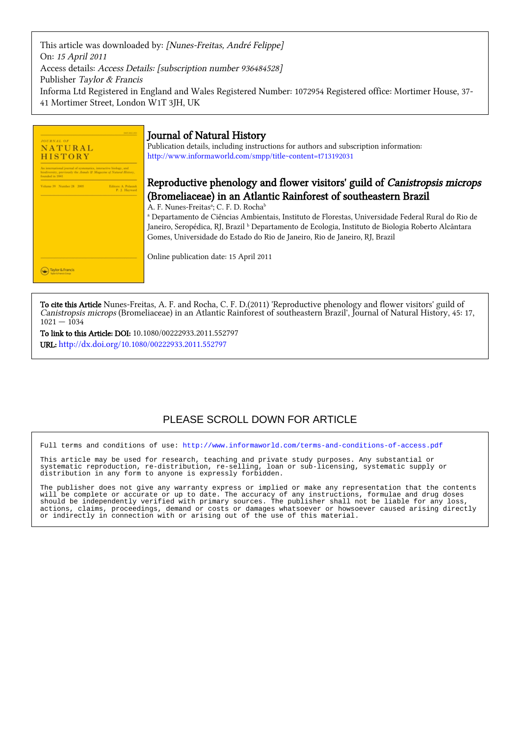This article was downloaded by: *[Nunes-Freitas, André Felippe]*
On: *15 April 2011*
Access details: *Access Details: [subscription number 936484528]*
Publisher *Taylor & Francis*
Informa Ltd Registered in England and Wales Registered Number: 1072954 Registered office: Mortimer House, 37-41 Mortimer Street, London W1T 3JH, UK

# Journal of Natural History

Publication details, including instructions for authors and subscription information:
http://www.informaworld.com/smpp/title~content=t713192031

## Reproductive phenology and flower visitors' guild of *Canistropsis microps* (Bromeliaceae) in an Atlantic Rainforest of southeastern Brazil

A. F. Nunes-Freitas[a]; C. F. D. Rocha[b]

[a] Departamento de Ciências Ambientais, Instituto de Florestas, Universidade Federal Rural do Rio de Janeiro, Seropédica, RJ, Brazil [b] Departamento de Ecologia, Instituto de Biologia Roberto Alcântara Gomes, Universidade do Estado do Rio de Janeiro, Rio de Janeiro, RJ, Brazil

Online publication date: 15 April 2011

**To cite this Article** Nunes-Freitas, A. F. and Rocha, C. F. D.(2011) 'Reproductive phenology and flower visitors' guild of *Canistropsis microps* (Bromeliaceae) in an Atlantic Rainforest of southeastern Brazil', Journal of Natural History, 45: 17, 1021 — 1034

**To link to this Article: DOI:** 10.1080/00222933.2011.552797

**URL:** http://dx.doi.org/10.1080/00222933.2011.552797

PLEASE SCROLL DOWN FOR ARTICLE

Full terms and conditions of use: http://www.informaworld.com/terms-and-conditions-of-access.pdf

This article may be used for research, teaching and private study purposes. Any substantial or systematic reproduction, re-distribution, re-selling, loan or sub-licensing, systematic supply or distribution in any form to anyone is expressly forbidden.

The publisher does not give any warranty express or implied or make any representation that the contents will be complete or accurate or up to date. The accuracy of any instructions, formulae and drug doses should be independently verified with primary sources. The publisher shall not be liable for any loss, actions, claims, proceedings, demand or costs or damages whatsoever or howsoever caused arising directly or indirectly in connection with or arising out of the use of this material.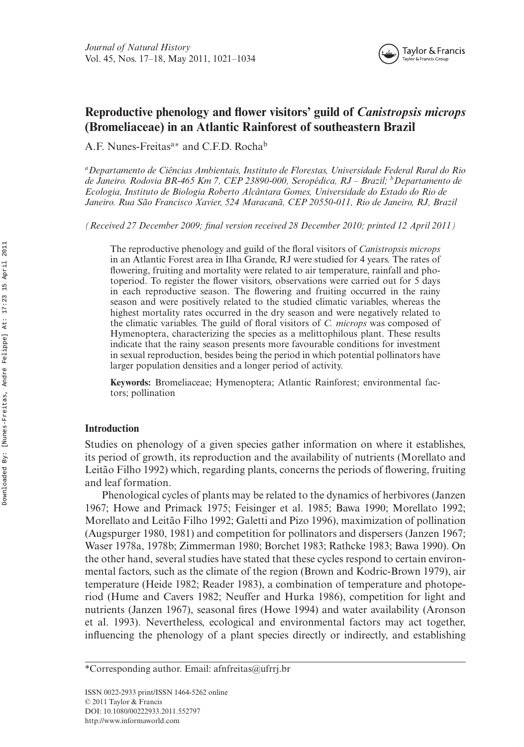# Reproductive phenology and flower visitors' guild of *Canistropsis microps* (Bromeliaceae) in an Atlantic Rainforest of southeastern Brazil

A.F. Nunes-Freitas[a]* and C.F.D. Rocha[b]

[a] *Departamento de Ciências Ambientais, Instituto de Florestas, Universidade Federal Rural do Rio de Janeiro. Rodovia BR-465 Km 7, CEP 23890-000, Seropédica, RJ – Brazil;* [b] *Departamento de Ecologia, Instituto de Biologia Roberto Alcântara Gomes, Universidade do Estado do Rio de Janeiro. Rua São Francisco Xavier, 524 Maracanã, CEP 20550-011, Rio de Janeiro, RJ, Brazil*

*(Received 27 December 2009; final version received 28 December 2010; printed 12 April 2011)*

The reproductive phenology and guild of the floral visitors of *Canistropsis microps* in an Atlantic Forest area in Ilha Grande, RJ were studied for 4 years. The rates of flowering, fruiting and mortality were related to air temperature, rainfall and photoperiod. To register the flower visitors, observations were carried out for 5 days in each reproductive season. The flowering and fruiting occurred in the rainy season and were positively related to the studied climatic variables, whereas the highest mortality rates occurred in the dry season and were negatively related to the climatic variables. The guild of floral visitors of *C. microps* was composed of Hymenoptera, characterizing the species as a melittophilous plant. These results indicate that the rainy season presents more favourable conditions for investment in sexual reproduction, besides being the period in which potential pollinators have larger population densities and a longer period of activity.

**Keywords:** Bromeliaceae; Hymenoptera; Atlantic Rainforest; environmental factors; pollination

## Introduction

Studies on phenology of a given species gather information on where it establishes, its period of growth, its reproduction and the availability of nutrients (Morellato and Leitão Filho 1992) which, regarding plants, concerns the periods of flowering, fruiting and leaf formation.

Phenological cycles of plants may be related to the dynamics of herbivores (Janzen 1967; Howe and Primack 1975; Feisinger et al. 1985; Bawa 1990; Morellato 1992; Morellato and Leitão Filho 1992; Galetti and Pizo 1996), maximization of pollination (Augspurger 1980, 1981) and competition for pollinators and dispersers (Janzen 1967; Waser 1978a, 1978b; Zimmerman 1980; Borchet 1983; Rathcke 1983; Bawa 1990). On the other hand, several studies have stated that these cycles respond to certain environmental factors, such as the climate of the region (Brown and Kodric-Brown 1979), air temperature (Heide 1982; Reader 1983), a combination of temperature and photoperiod (Hume and Cavers 1982; Neuffer and Hurka 1986), competition for light and nutrients (Janzen 1967), seasonal fires (Howe 1994) and water availability (Aronson et al. 1993). Nevertheless, ecological and environmental factors may act together, influencing the phenology of a plant species directly or indirectly, and establishing

*Corresponding author. Email: afnfreitas@ufrrj.br

ISSN 0022-2933 print/ISSN 1464-5262 online
© 2011 Taylor & Francis
DOI: 10.1080/00222933.2011.552797
http://www.informaworld.com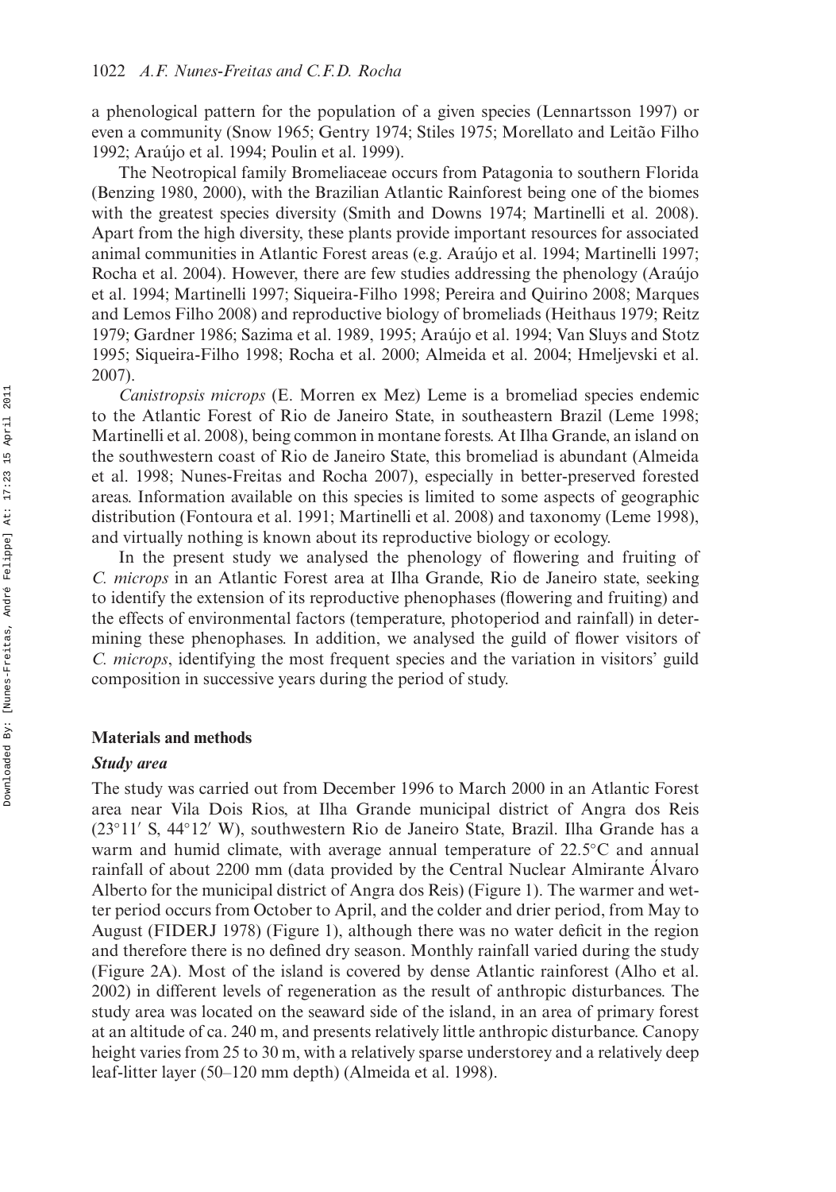a phenological pattern for the population of a given species (Lennartsson 1997) or even a community (Snow 1965; Gentry 1974; Stiles 1975; Morellato and Leitão Filho 1992; Araújo et al. 1994; Poulin et al. 1999).

The Neotropical family Bromeliaceae occurs from Patagonia to southern Florida (Benzing 1980, 2000), with the Brazilian Atlantic Rainforest being one of the biomes with the greatest species diversity (Smith and Downs 1974; Martinelli et al. 2008). Apart from the high diversity, these plants provide important resources for associated animal communities in Atlantic Forest areas (e.g. Araújo et al. 1994; Martinelli 1997; Rocha et al. 2004). However, there are few studies addressing the phenology (Araújo et al. 1994; Martinelli 1997; Siqueira-Filho 1998; Pereira and Quirino 2008; Marques and Lemos Filho 2008) and reproductive biology of bromeliads (Heithaus 1979; Reitz 1979; Gardner 1986; Sazima et al. 1989, 1995; Araújo et al. 1994; Van Sluys and Stotz 1995; Siqueira-Filho 1998; Rocha et al. 2000; Almeida et al. 2004; Hmeljevski et al. 2007).

*Canistropsis microps* (E. Morren ex Mez) Leme is a bromeliad species endemic to the Atlantic Forest of Rio de Janeiro State, in southeastern Brazil (Leme 1998; Martinelli et al. 2008), being common in montane forests. At Ilha Grande, an island on the southwestern coast of Rio de Janeiro State, this bromeliad is abundant (Almeida et al. 1998; Nunes-Freitas and Rocha 2007), especially in better-preserved forested areas. Information available on this species is limited to some aspects of geographic distribution (Fontoura et al. 1991; Martinelli et al. 2008) and taxonomy (Leme 1998), and virtually nothing is known about its reproductive biology or ecology.

In the present study we analysed the phenology of flowering and fruiting of *C. microps* in an Atlantic Forest area at Ilha Grande, Rio de Janeiro state, seeking to identify the extension of its reproductive phenophases (flowering and fruiting) and the effects of environmental factors (temperature, photoperiod and rainfall) in determining these phenophases. In addition, we analysed the guild of flower visitors of *C. microps*, identifying the most frequent species and the variation in visitors' guild composition in successive years during the period of study.

## Materials and methods

### *Study area*

The study was carried out from December 1996 to March 2000 in an Atlantic Forest area near Vila Dois Rios, at Ilha Grande municipal district of Angra dos Reis (23°11′ S, 44°12′ W), southwestern Rio de Janeiro State, Brazil. Ilha Grande has a warm and humid climate, with average annual temperature of 22.5°C and annual rainfall of about 2200 mm (data provided by the Central Nuclear Almirante Álvaro Alberto for the municipal district of Angra dos Reis) (Figure 1). The warmer and wetter period occurs from October to April, and the colder and drier period, from May to August (FIDERJ 1978) (Figure 1), although there was no water deficit in the region and therefore there is no defined dry season. Monthly rainfall varied during the study (Figure 2A). Most of the island is covered by dense Atlantic rainforest (Alho et al. 2002) in different levels of regeneration as the result of anthropic disturbances. The study area was located on the seaward side of the island, in an area of primary forest at an altitude of ca. 240 m, and presents relatively little anthropic disturbance. Canopy height varies from 25 to 30 m, with a relatively sparse understorey and a relatively deep leaf-litter layer (50–120 mm depth) (Almeida et al. 1998).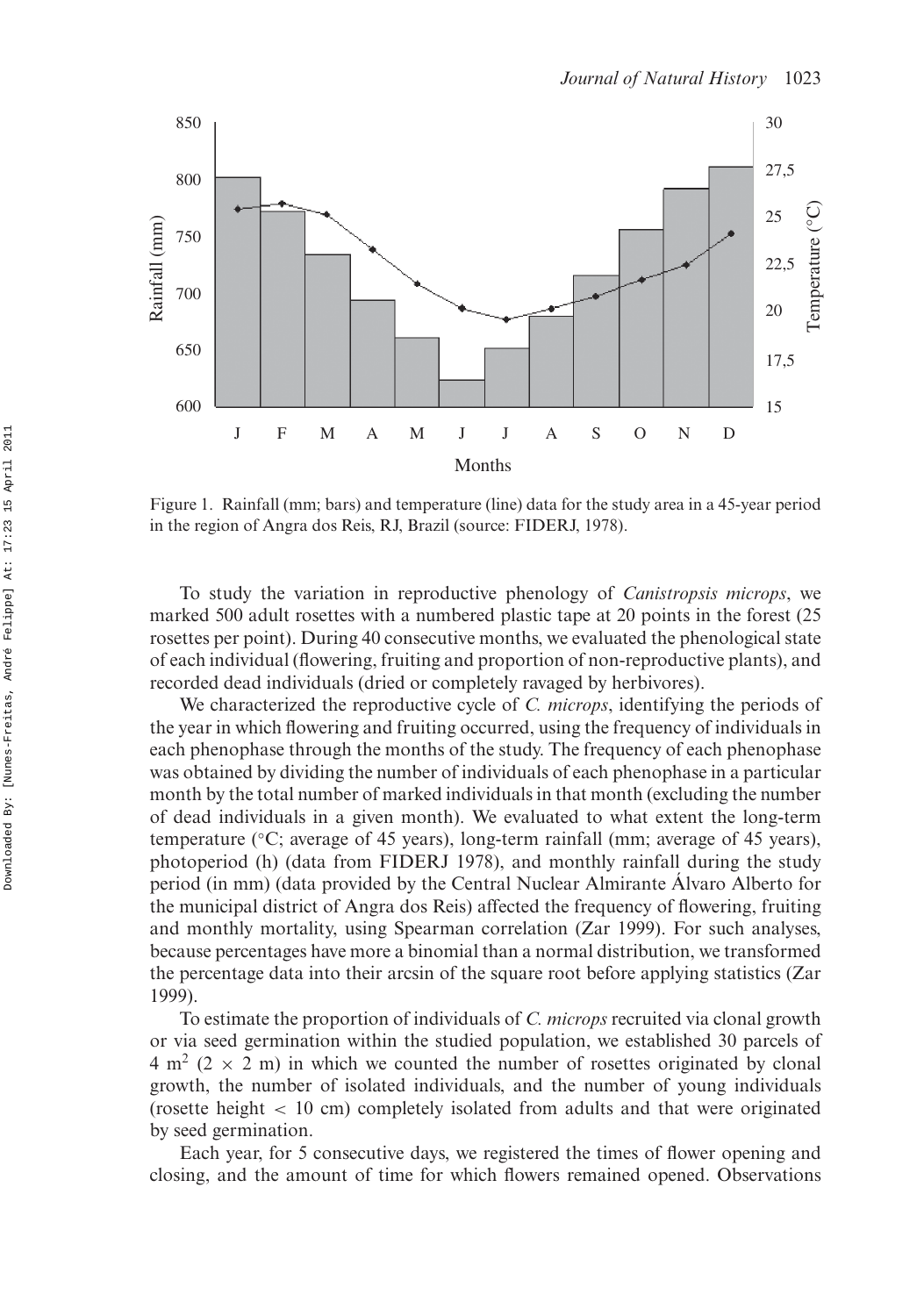Figure 1. Rainfall (mm; bars) and temperature (line) data for the study area in a 45-year period in the region of Angra dos Reis, RJ, Brazil (source: FIDERJ, 1978).

To study the variation in reproductive phenology of *Canistropsis microps*, we marked 500 adult rosettes with a numbered plastic tape at 20 points in the forest (25 rosettes per point). During 40 consecutive months, we evaluated the phenological state of each individual (flowering, fruiting and proportion of non-reproductive plants), and recorded dead individuals (dried or completely ravaged by herbivores).

We characterized the reproductive cycle of *C. microps*, identifying the periods of the year in which flowering and fruiting occurred, using the frequency of individuals in each phenophase through the months of the study. The frequency of each phenophase was obtained by dividing the number of individuals of each phenophase in a particular month by the total number of marked individuals in that month (excluding the number of dead individuals in a given month). We evaluated to what extent the long-term temperature (°C; average of 45 years), long-term rainfall (mm; average of 45 years), photoperiod (h) (data from FIDERJ 1978), and monthly rainfall during the study period (in mm) (data provided by the Central Nuclear Almirante Álvaro Alberto for the municipal district of Angra dos Reis) affected the frequency of flowering, fruiting and monthly mortality, using Spearman correlation (Zar 1999). For such analyses, because percentages have more a binomial than a normal distribution, we transformed the percentage data into their arcsin of the square root before applying statistics (Zar 1999).

To estimate the proportion of individuals of *C. microps* recruited via clonal growth or via seed germination within the studied population, we established 30 parcels of 4 m$^2$ (2 $\times$ 2 m) in which we counted the number of rosettes originated by clonal growth, the number of isolated individuals, and the number of young individuals (rosette height $<$ 10 cm) completely isolated from adults and that were originated by seed germination.

Each year, for 5 consecutive days, we registered the times of flower opening and closing, and the amount of time for which flowers remained opened. Observations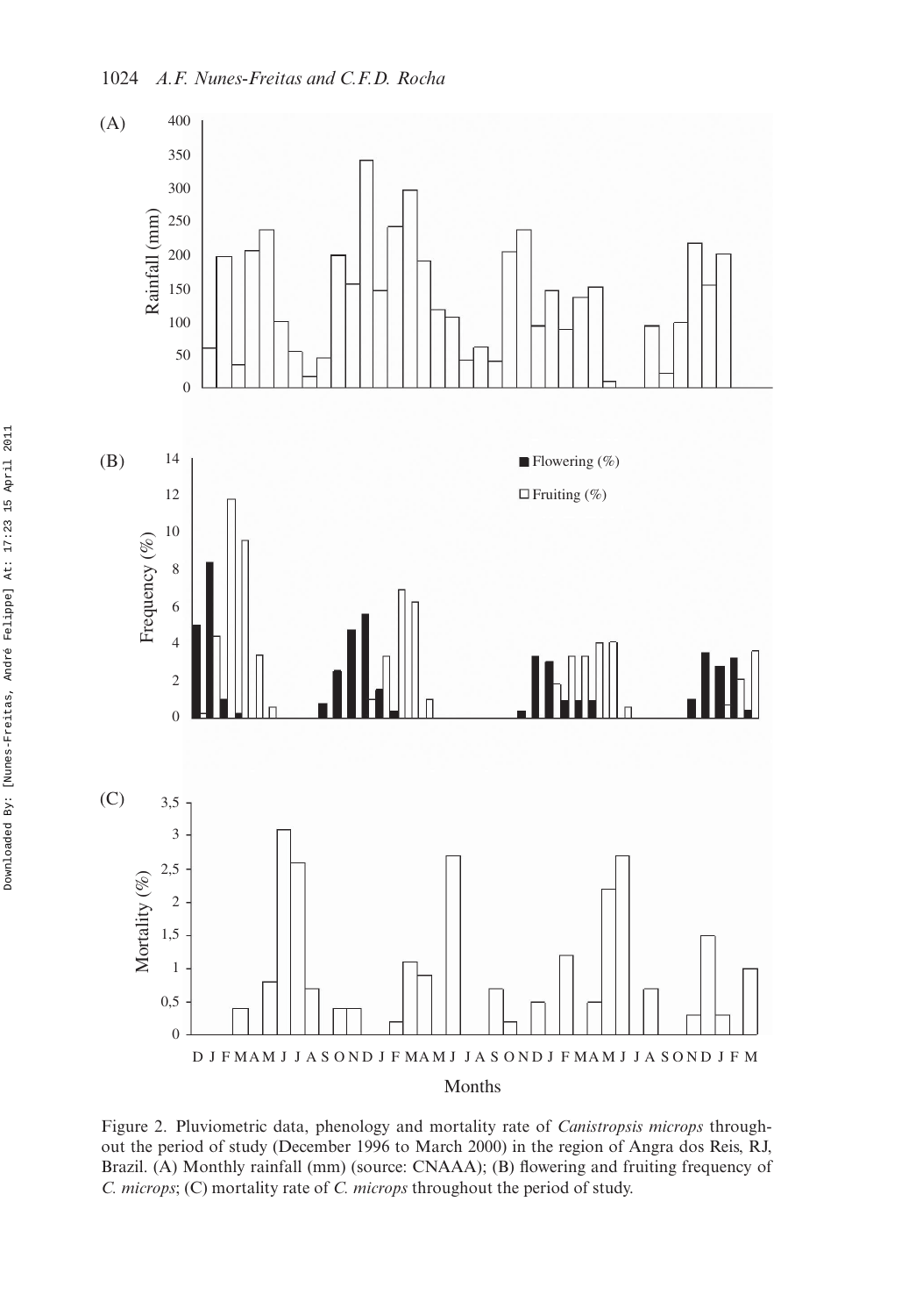Figure 2. Pluviometric data, phenology and mortality rate of *Canistropsis microps* throughout the period of study (December 1996 to March 2000) in the region of Angra dos Reis, RJ, Brazil. (A) Monthly rainfall (mm) (source: CNAAA); (B) flowering and fruiting frequency of *C. microps*; (C) mortality rate of *C. microps* throughout the period of study.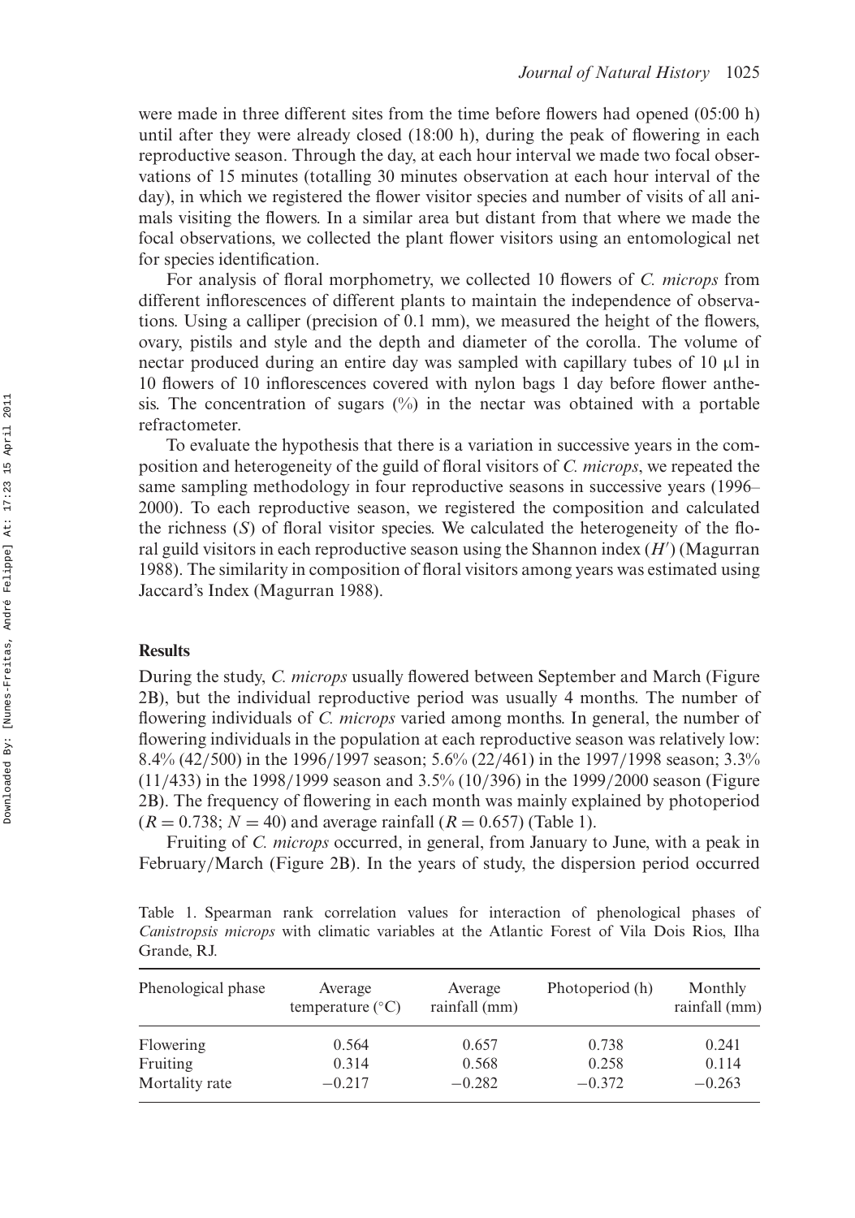were made in three different sites from the time before flowers had opened (05:00 h) until after they were already closed (18:00 h), during the peak of flowering in each reproductive season. Through the day, at each hour interval we made two focal observations of 15 minutes (totalling 30 minutes observation at each hour interval of the day), in which we registered the flower visitor species and number of visits of all animals visiting the flowers. In a similar area but distant from that where we made the focal observations, we collected the plant flower visitors using an entomological net for species identification.

For analysis of floral morphometry, we collected 10 flowers of *C. microps* from different inflorescences of different plants to maintain the independence of observations. Using a calliper (precision of 0.1 mm), we measured the height of the flowers, ovary, pistils and style and the depth and diameter of the corolla. The volume of nectar produced during an entire day was sampled with capillary tubes of 10 μl in 10 flowers of 10 inflorescences covered with nylon bags 1 day before flower anthesis. The concentration of sugars (%) in the nectar was obtained with a portable refractometer.

To evaluate the hypothesis that there is a variation in successive years in the composition and heterogeneity of the guild of floral visitors of *C. microps*, we repeated the same sampling methodology in four reproductive seasons in successive years (1996–2000). To each reproductive season, we registered the composition and calculated the richness ($S$) of floral visitor species. We calculated the heterogeneity of the floral guild visitors in each reproductive season using the Shannon index ($H'$) (Magurran 1988). The similarity in composition of floral visitors among years was estimated using Jaccard's Index (Magurran 1988).

## Results

During the study, *C. microps* usually flowered between September and March (Figure 2B), but the individual reproductive period was usually 4 months. The number of flowering individuals of *C. microps* varied among months. In general, the number of flowering individuals in the population at each reproductive season was relatively low: 8.4% (42/500) in the 1996/1997 season; 5.6% (22/461) in the 1997/1998 season; 3.3% (11/433) in the 1998/1999 season and 3.5% (10/396) in the 1999/2000 season (Figure 2B). The frequency of flowering in each month was mainly explained by photoperiod ($R = 0.738$; $N = 40$) and average rainfall ($R = 0.657$) (Table 1).

Fruiting of *C. microps* occurred, in general, from January to June, with a peak in February/March (Figure 2B). In the years of study, the dispersion period occurred

Table 1. Spearman rank correlation values for interaction of phenological phases of *Canistropsis microps* with climatic variables at the Atlantic Forest of Vila Dois Rios, Ilha Grande, RJ.

| Phenological phase | Average temperature (°C) | Average rainfall (mm) | Photoperiod (h) | Monthly rainfall (mm) |
|---|---|---|---|---|
| Flowering | 0.564 | 0.657 | 0.738 | 0.241 |
| Fruiting | 0.314 | 0.568 | 0.258 | 0.114 |
| Mortality rate | −0.217 | −0.282 | −0.372 | −0.263 |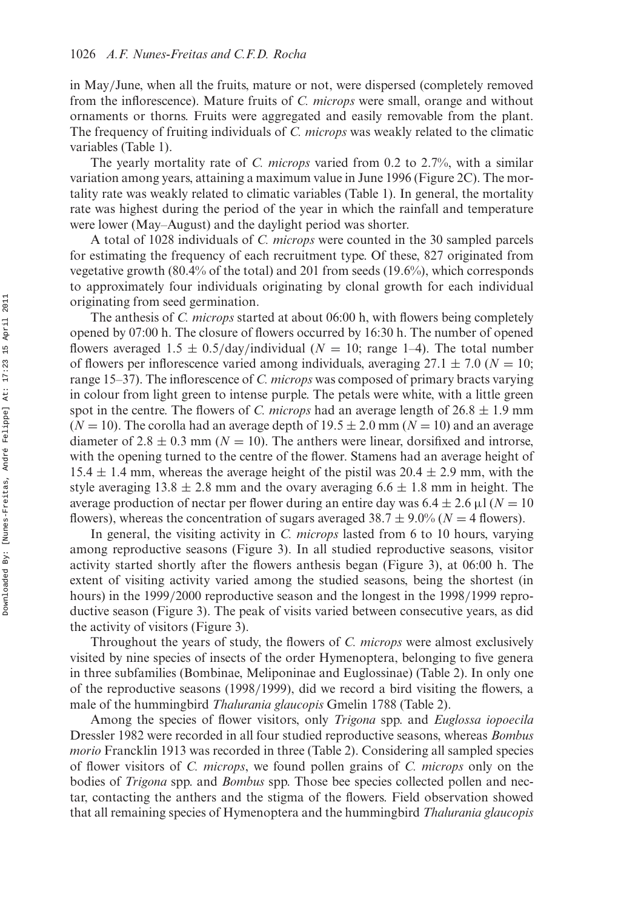in May/June, when all the fruits, mature or not, were dispersed (completely removed from the inflorescence). Mature fruits of *C. microps* were small, orange and without ornaments or thorns. Fruits were aggregated and easily removable from the plant. The frequency of fruiting individuals of *C. microps* was weakly related to the climatic variables (Table 1).

The yearly mortality rate of *C. microps* varied from 0.2 to 2.7%, with a similar variation among years, attaining a maximum value in June 1996 (Figure 2C). The mortality rate was weakly related to climatic variables (Table 1). In general, the mortality rate was highest during the period of the year in which the rainfall and temperature were lower (May–August) and the daylight period was shorter.

A total of 1028 individuals of *C. microps* were counted in the 30 sampled parcels for estimating the frequency of each recruitment type. Of these, 827 originated from vegetative growth (80.4% of the total) and 201 from seeds (19.6%), which corresponds to approximately four individuals originating by clonal growth for each individual originating from seed germination.

The anthesis of *C. microps* started at about 06:00 h, with flowers being completely opened by 07:00 h. The closure of flowers occurred by 16:30 h. The number of opened flowers averaged $1.5 \pm 0.5$/day/individual ($N = 10$; range 1–4). The total number of flowers per inflorescence varied among individuals, averaging $27.1 \pm 7.0$ ($N = 10$; range 15–37). The inflorescence of *C. microps* was composed of primary bracts varying in colour from light green to intense purple. The petals were white, with a little green spot in the centre. The flowers of *C. microps* had an average length of $26.8 \pm 1.9$ mm ($N = 10$). The corolla had an average depth of $19.5 \pm 2.0$ mm ($N = 10$) and an average diameter of $2.8 \pm 0.3$ mm ($N = 10$). The anthers were linear, dorsifixed and introrse, with the opening turned to the centre of the flower. Stamens had an average height of $15.4 \pm 1.4$ mm, whereas the average height of the pistil was $20.4 \pm 2.9$ mm, with the style averaging $13.8 \pm 2.8$ mm and the ovary averaging $6.6 \pm 1.8$ mm in height. The average production of nectar per flower during an entire day was $6.4 \pm 2.6$ μl ($N = 10$ flowers), whereas the concentration of sugars averaged $38.7 \pm 9.0$% ($N = 4$ flowers).

In general, the visiting activity in *C. microps* lasted from 6 to 10 hours, varying among reproductive seasons (Figure 3). In all studied reproductive seasons, visitor activity started shortly after the flowers anthesis began (Figure 3), at 06:00 h. The extent of visiting activity varied among the studied seasons, being the shortest (in hours) in the 1999/2000 reproductive season and the longest in the 1998/1999 reproductive season (Figure 3). The peak of visits varied between consecutive years, as did the activity of visitors (Figure 3).

Throughout the years of study, the flowers of *C. microps* were almost exclusively visited by nine species of insects of the order Hymenoptera, belonging to five genera in three subfamilies (Bombinae, Meliponinae and Euglossinae) (Table 2). In only one of the reproductive seasons (1998/1999), did we record a bird visiting the flowers, a male of the hummingbird *Thalurania glaucopis* Gmelin 1788 (Table 2).

Among the species of flower visitors, only *Trigona* spp. and *Euglossa iopoecila* Dressler 1982 were recorded in all four studied reproductive seasons, whereas *Bombus morio* Francklin 1913 was recorded in three (Table 2). Considering all sampled species of flower visitors of *C. microps*, we found pollen grains of *C. microps* only on the bodies of *Trigona* spp. and *Bombus* spp. Those bee species collected pollen and nectar, contacting the anthers and the stigma of the flowers. Field observation showed that all remaining species of Hymenoptera and the hummingbird *Thalurania glaucopis*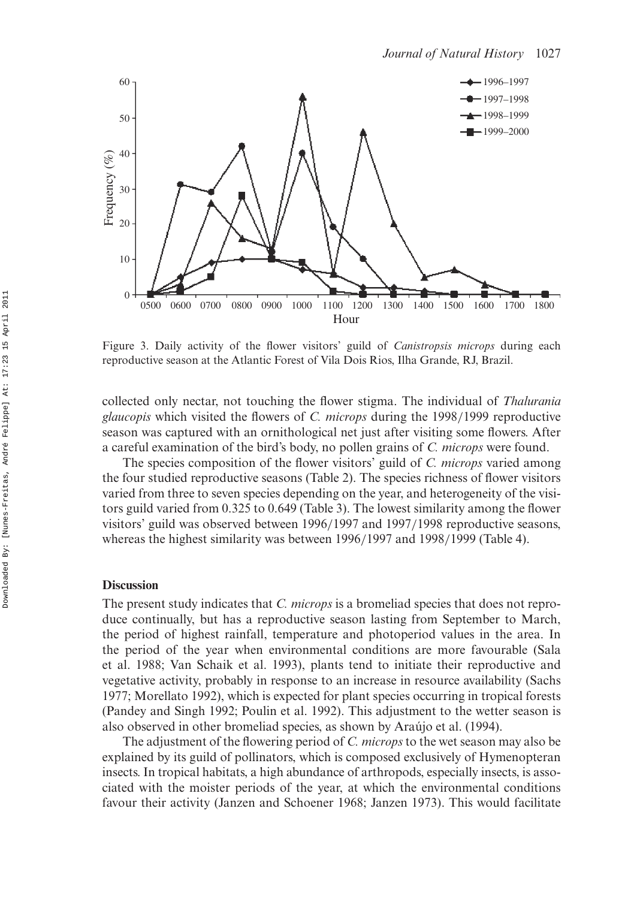Figure 3. Daily activity of the flower visitors' guild of *Canistropsis microps* during each reproductive season at the Atlantic Forest of Vila Dois Rios, Ilha Grande, RJ, Brazil.

collected only nectar, not touching the flower stigma. The individual of *Thalurania glaucopis* which visited the flowers of *C. microps* during the 1998/1999 reproductive season was captured with an ornithological net just after visiting some flowers. After a careful examination of the bird's body, no pollen grains of *C. microps* were found.

The species composition of the flower visitors' guild of *C. microps* varied among the four studied reproductive seasons (Table 2). The species richness of flower visitors varied from three to seven species depending on the year, and heterogeneity of the visitors guild varied from 0.325 to 0.649 (Table 3). The lowest similarity among the flower visitors' guild was observed between 1996/1997 and 1997/1998 reproductive seasons, whereas the highest similarity was between 1996/1997 and 1998/1999 (Table 4).

## Discussion

The present study indicates that *C. microps* is a bromeliad species that does not reproduce continually, but has a reproductive season lasting from September to March, the period of highest rainfall, temperature and photoperiod values in the area. In the period of the year when environmental conditions are more favourable (Sala et al. 1988; Van Schaik et al. 1993), plants tend to initiate their reproductive and vegetative activity, probably in response to an increase in resource availability (Sachs 1977; Morellato 1992), which is expected for plant species occurring in tropical forests (Pandey and Singh 1992; Poulin et al. 1992). This adjustment to the wetter season is also observed in other bromeliad species, as shown by Araújo et al. (1994).

The adjustment of the flowering period of *C. microps* to the wet season may also be explained by its guild of pollinators, which is composed exclusively of Hymenopteran insects. In tropical habitats, a high abundance of arthropods, especially insects, is associated with the moister periods of the year, at which the environmental conditions favour their activity (Janzen and Schoener 1968; Janzen 1973). This would facilitate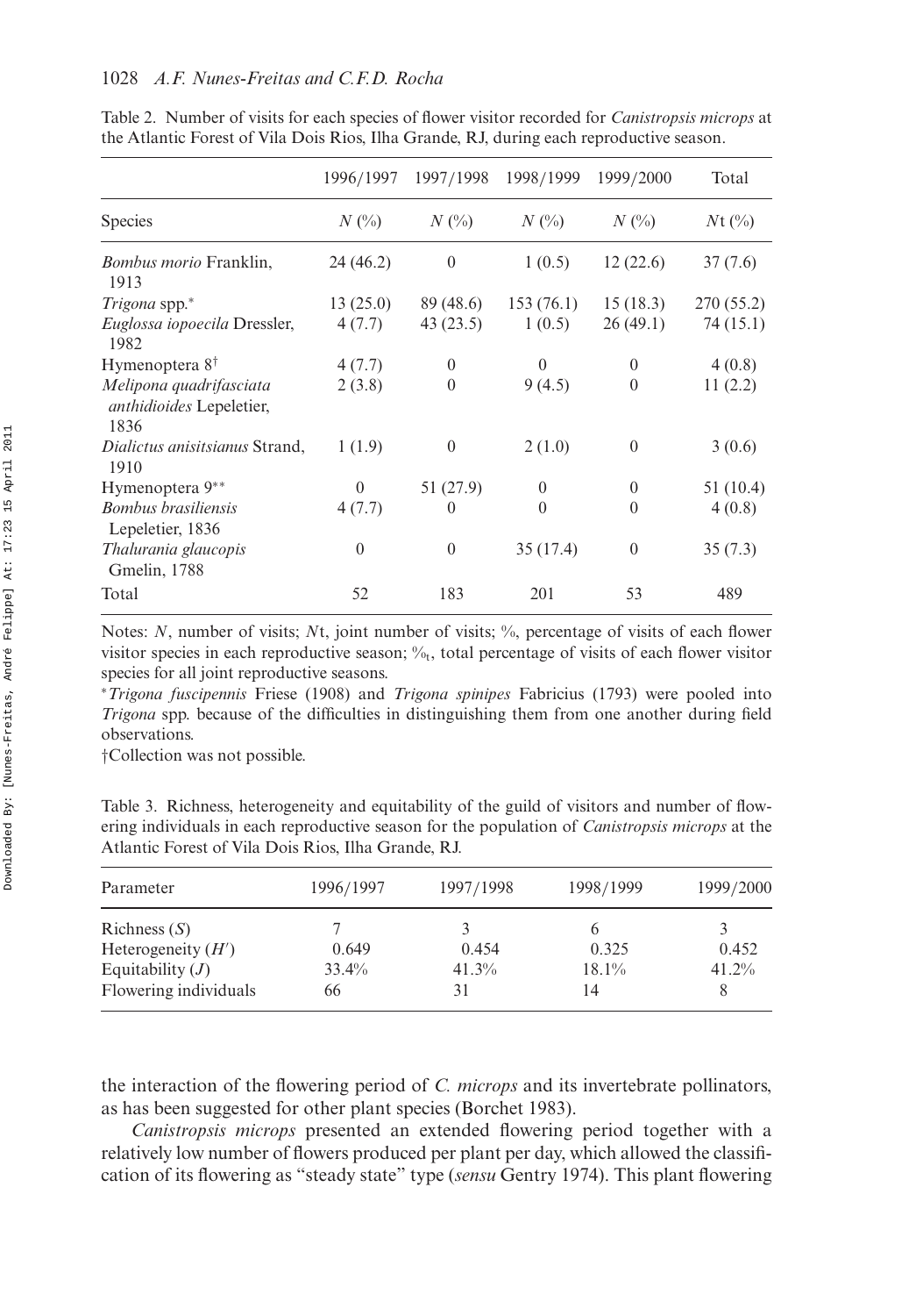Table 2. Number of visits for each species of flower visitor recorded for *Canistropsis microps* at the Atlantic Forest of Vila Dois Rios, Ilha Grande, RJ, during each reproductive season.

| | 1996/1997 | 1997/1998 | 1998/1999 | 1999/2000 | Total |
|---|---|---|---|---|---|
| Species | *N* (%) | *N* (%) | *N* (%) | *N* (%) | *N*t (%) |
| *Bombus morio* Franklin, 1913 | 24 (46.2) | 0 | 1 (0.5) | 12 (22.6) | 37 (7.6) |
| *Trigona* spp.* | 13 (25.0) | 89 (48.6) | 153 (76.1) | 15 (18.3) | 270 (55.2) |
| *Euglossa iopoecila* Dressler, 1982 | 4 (7.7) | 43 (23.5) | 1 (0.5) | 26 (49.1) | 74 (15.1) |
| Hymenoptera 8† | 4 (7.7) | 0 | 0 | 0 | 4 (0.8) |
| *Melipona quadrifasciata anthidioides* Lepeletier, 1836 | 2 (3.8) | 0 | 9 (4.5) | 0 | 11 (2.2) |
| *Dialictus anisitsianus* Strand, 1910 | 1 (1.9) | 0 | 2 (1.0) | 0 | 3 (0.6) |
| Hymenoptera 9** | 0 | 51 (27.9) | 0 | 0 | 51 (10.4) |
| *Bombus brasiliensis* Lepeletier, 1836 | 4 (7.7) | 0 | 0 | 0 | 4 (0.8) |
| *Thalurania glaucopis* Gmelin, 1788 | 0 | 0 | 35 (17.4) | 0 | 35 (7.3) |
| Total | 52 | 183 | 201 | 53 | 489 |

Notes: *N*, number of visits; *N*t, joint number of visits; %, percentage of visits of each flower visitor species in each reproductive season; $\%_t$, total percentage of visits of each flower visitor species for all joint reproductive seasons.

\**Trigona fuscipennis* Friese (1908) and *Trigona spinipes* Fabricius (1793) were pooled into *Trigona* spp. because of the difficulties in distinguishing them from one another during field observations.

†Collection was not possible.

Table 3. Richness, heterogeneity and equitability of the guild of visitors and number of flowering individuals in each reproductive season for the population of *Canistropsis microps* at the Atlantic Forest of Vila Dois Rios, Ilha Grande, RJ.

| Parameter | 1996/1997 | 1997/1998 | 1998/1999 | 1999/2000 |
|---|---|---|---|---|
| Richness ($S$) | 7 | 3 | 6 | 3 |
| Heterogeneity ($H'$) | 0.649 | 0.454 | 0.325 | 0.452 |
| Equitability ($J$) | 33.4% | 41.3% | 18.1% | 41.2% |
| Flowering individuals | 66 | 31 | 14 | 8 |

the interaction of the flowering period of *C. microps* and its invertebrate pollinators, as has been suggested for other plant species (Borchet 1983).

*Canistropsis microps* presented an extended flowering period together with a relatively low number of flowers produced per plant per day, which allowed the classification of its flowering as "steady state" type (*sensu* Gentry 1974). This plant flowering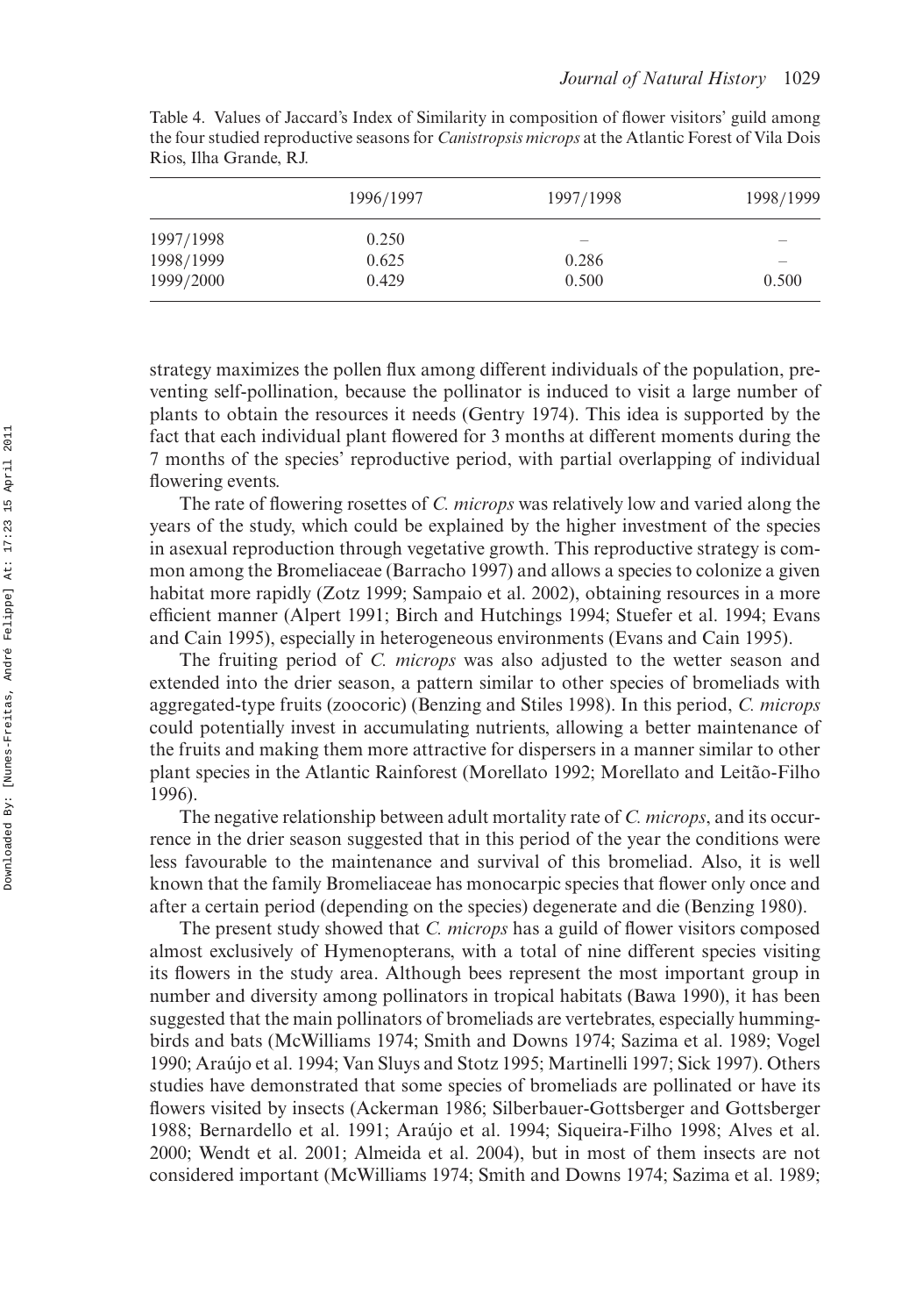Table 4. Values of Jaccard's Index of Similarity in composition of flower visitors' guild among the four studied reproductive seasons for *Canistropsis microps* at the Atlantic Forest of Vila Dois Rios, Ilha Grande, RJ.

| | 1996/1997 | 1997/1998 | 1998/1999 |
|---|---|---|---|
| 1997/1998 | 0.250 | – | – |
| 1998/1999 | 0.625 | 0.286 | – |
| 1999/2000 | 0.429 | 0.500 | 0.500 |

strategy maximizes the pollen flux among different individuals of the population, preventing self-pollination, because the pollinator is induced to visit a large number of plants to obtain the resources it needs (Gentry 1974). This idea is supported by the fact that each individual plant flowered for 3 months at different moments during the 7 months of the species' reproductive period, with partial overlapping of individual flowering events.

The rate of flowering rosettes of *C. microps* was relatively low and varied along the years of the study, which could be explained by the higher investment of the species in asexual reproduction through vegetative growth. This reproductive strategy is common among the Bromeliaceae (Barracho 1997) and allows a species to colonize a given habitat more rapidly (Zotz 1999; Sampaio et al. 2002), obtaining resources in a more efficient manner (Alpert 1991; Birch and Hutchings 1994; Stuefer et al. 1994; Evans and Cain 1995), especially in heterogeneous environments (Evans and Cain 1995).

The fruiting period of *C. microps* was also adjusted to the wetter season and extended into the drier season, a pattern similar to other species of bromeliads with aggregated-type fruits (zoocoric) (Benzing and Stiles 1998). In this period, *C. microps* could potentially invest in accumulating nutrients, allowing a better maintenance of the fruits and making them more attractive for dispersers in a manner similar to other plant species in the Atlantic Rainforest (Morellato 1992; Morellato and Leitão-Filho 1996).

The negative relationship between adult mortality rate of *C. microps*, and its occurrence in the drier season suggested that in this period of the year the conditions were less favourable to the maintenance and survival of this bromeliad. Also, it is well known that the family Bromeliaceae has monocarpic species that flower only once and after a certain period (depending on the species) degenerate and die (Benzing 1980).

The present study showed that *C. microps* has a guild of flower visitors composed almost exclusively of Hymenopterans, with a total of nine different species visiting its flowers in the study area. Although bees represent the most important group in number and diversity among pollinators in tropical habitats (Bawa 1990), it has been suggested that the main pollinators of bromeliads are vertebrates, especially hummingbirds and bats (McWilliams 1974; Smith and Downs 1974; Sazima et al. 1989; Vogel 1990; Araújo et al. 1994; Van Sluys and Stotz 1995; Martinelli 1997; Sick 1997). Others studies have demonstrated that some species of bromeliads are pollinated or have its flowers visited by insects (Ackerman 1986; Silberbauer-Gottsberger and Gottsberger 1988; Bernardello et al. 1991; Araújo et al. 1994; Siqueira-Filho 1998; Alves et al. 2000; Wendt et al. 2001; Almeida et al. 2004), but in most of them insects are not considered important (McWilliams 1974; Smith and Downs 1974; Sazima et al. 1989;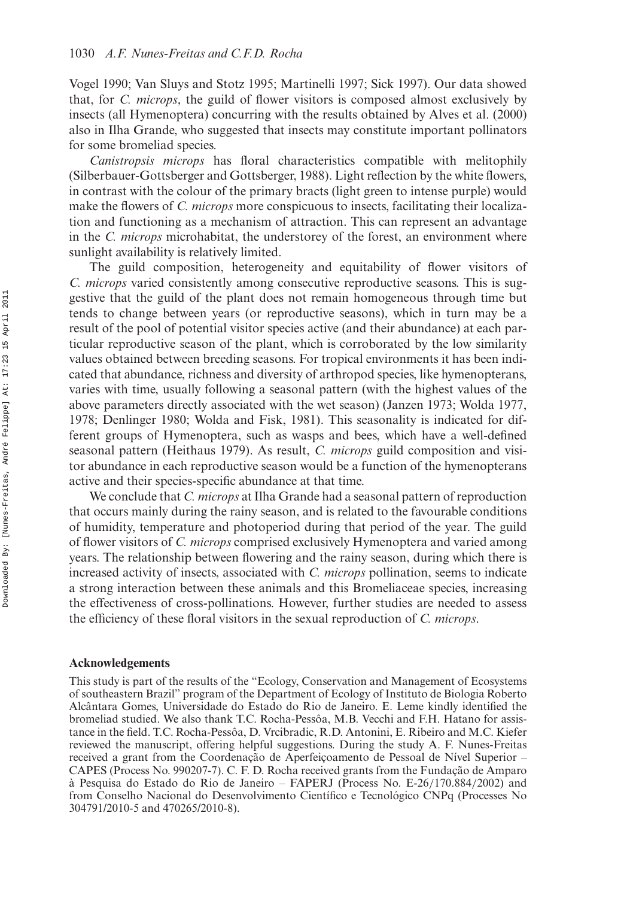Vogel 1990; Van Sluys and Stotz 1995; Martinelli 1997; Sick 1997). Our data showed that, for *C. microps*, the guild of flower visitors is composed almost exclusively by insects (all Hymenoptera) concurring with the results obtained by Alves et al. (2000) also in Ilha Grande, who suggested that insects may constitute important pollinators for some bromeliad species.

*Canistropsis microps* has floral characteristics compatible with melitophily (Silberbauer-Gottsberger and Gottsberger, 1988). Light reflection by the white flowers, in contrast with the colour of the primary bracts (light green to intense purple) would make the flowers of *C. microps* more conspicuous to insects, facilitating their localization and functioning as a mechanism of attraction. This can represent an advantage in the *C. microps* microhabitat, the understorey of the forest, an environment where sunlight availability is relatively limited.

The guild composition, heterogeneity and equitability of flower visitors of *C. microps* varied consistently among consecutive reproductive seasons. This is suggestive that the guild of the plant does not remain homogeneous through time but tends to change between years (or reproductive seasons), which in turn may be a result of the pool of potential visitor species active (and their abundance) at each particular reproductive season of the plant, which is corroborated by the low similarity values obtained between breeding seasons. For tropical environments it has been indicated that abundance, richness and diversity of arthropod species, like hymenopterans, varies with time, usually following a seasonal pattern (with the highest values of the above parameters directly associated with the wet season) (Janzen 1973; Wolda 1977, 1978; Denlinger 1980; Wolda and Fisk, 1981). This seasonality is indicated for different groups of Hymenoptera, such as wasps and bees, which have a well-defined seasonal pattern (Heithaus 1979). As result, *C. microps* guild composition and visitor abundance in each reproductive season would be a function of the hymenopterans active and their species-specific abundance at that time.

We conclude that *C. microps* at Ilha Grande had a seasonal pattern of reproduction that occurs mainly during the rainy season, and is related to the favourable conditions of humidity, temperature and photoperiod during that period of the year. The guild of flower visitors of *C. microps* comprised exclusively Hymenoptera and varied among years. The relationship between flowering and the rainy season, during which there is increased activity of insects, associated with *C. microps* pollination, seems to indicate a strong interaction between these animals and this Bromeliaceae species, increasing the effectiveness of cross-pollinations. However, further studies are needed to assess the efficiency of these floral visitors in the sexual reproduction of *C. microps*.

## Acknowledgements

This study is part of the results of the "Ecology, Conservation and Management of Ecosystems of southeastern Brazil" program of the Department of Ecology of Instituto de Biologia Roberto Alcântara Gomes, Universidade do Estado do Rio de Janeiro. E. Leme kindly identified the bromeliad studied. We also thank T.C. Rocha-Pessôa, M.B. Vecchi and F.H. Hatano for assistance in the field. T.C. Rocha-Pessôa, D. Vrcibradic, R.D. Antonini, E. Ribeiro and M.C. Kiefer reviewed the manuscript, offering helpful suggestions. During the study A. F. Nunes-Freitas received a grant from the Coordenação de Aperfeiçoamento de Pessoal de Nível Superior – CAPES (Process No. 990207-7). C. F. D. Rocha received grants from the Fundação de Amparo à Pesquisa do Estado do Rio de Janeiro – FAPERJ (Process No. E-26/170.884/2002) and from Conselho Nacional do Desenvolvimento Científico e Tecnológico CNPq (Processes No 304791/2010-5 and 470265/2010-8).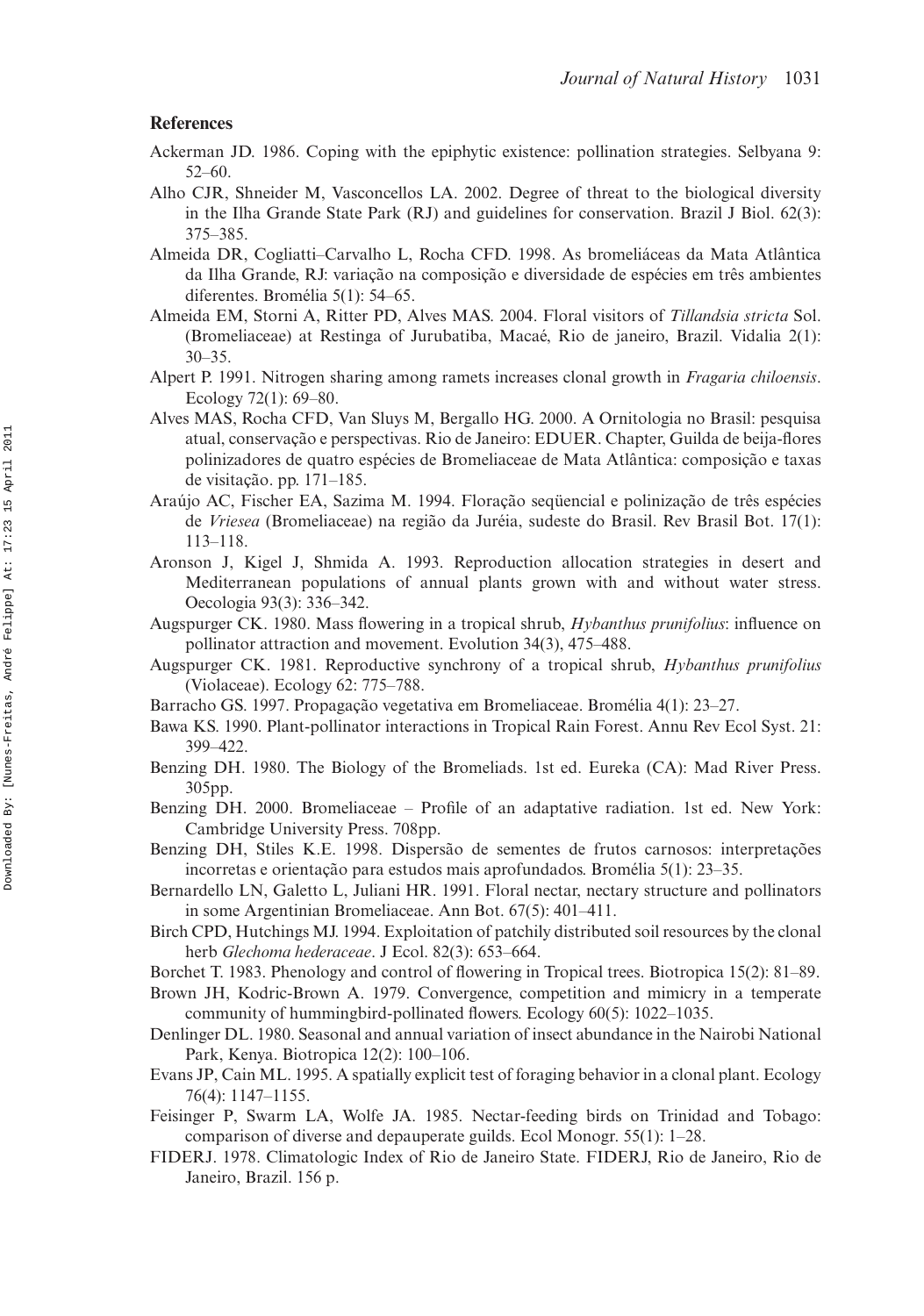## References

Ackerman JD. 1986. Coping with the epiphytic existence: pollination strategies. Selbyana 9: 52–60.

Alho CJR, Shneider M, Vasconcellos LA. 2002. Degree of threat to the biological diversity in the Ilha Grande State Park (RJ) and guidelines for conservation. Brazil J Biol. 62(3): 375–385.

Almeida DR, Cogliatti–Carvalho L, Rocha CFD. 1998. As bromeliáceas da Mata Atlântica da Ilha Grande, RJ: variação na composição e diversidade de espécies em três ambientes diferentes. Bromélia 5(1): 54–65.

Almeida EM, Storni A, Ritter PD, Alves MAS. 2004. Floral visitors of *Tillandsia stricta* Sol. (Bromeliaceae) at Restinga of Jurubatiba, Macaé, Rio de janeiro, Brazil. Vidalia 2(1): 30–35.

Alpert P. 1991. Nitrogen sharing among ramets increases clonal growth in *Fragaria chiloensis*. Ecology 72(1): 69–80.

Alves MAS, Rocha CFD, Van Sluys M, Bergallo HG. 2000. A Ornitologia no Brasil: pesquisa atual, conservação e perspectivas. Rio de Janeiro: EDUER. Chapter, Guilda de beija-flores polinizadores de quatro espécies de Bromeliaceae de Mata Atlântica: composição e taxas de visitação. pp. 171–185.

Araújo AC, Fischer EA, Sazima M. 1994. Floração seqüencial e polinização de três espécies de *Vriesea* (Bromeliaceae) na região da Juréia, sudeste do Brasil. Rev Brasil Bot. 17(1): 113–118.

Aronson J, Kigel J, Shmida A. 1993. Reproduction allocation strategies in desert and Mediterranean populations of annual plants grown with and without water stress. Oecologia 93(3): 336–342.

Augspurger CK. 1980. Mass flowering in a tropical shrub, *Hybanthus prunifolius*: influence on pollinator attraction and movement. Evolution 34(3), 475–488.

Augspurger CK. 1981. Reproductive synchrony of a tropical shrub, *Hybanthus prunifolius* (Violaceae). Ecology 62: 775–788.

Barracho GS. 1997. Propagação vegetativa em Bromeliaceae. Bromélia 4(1): 23–27.

Bawa KS. 1990. Plant-pollinator interactions in Tropical Rain Forest. Annu Rev Ecol Syst. 21: 399–422.

Benzing DH. 1980. The Biology of the Bromeliads. 1st ed. Eureka (CA): Mad River Press. 305pp.

Benzing DH. 2000. Bromeliaceae – Profile of an adaptative radiation. 1st ed. New York: Cambridge University Press. 708pp.

Benzing DH, Stiles K.E. 1998. Dispersão de sementes de frutos carnosos: interpretações incorretas e orientação para estudos mais aprofundados. Bromélia 5(1): 23–35.

Bernardello LN, Galetto L, Juliani HR. 1991. Floral nectar, nectary structure and pollinators in some Argentinian Bromeliaceae. Ann Bot. 67(5): 401–411.

Birch CPD, Hutchings MJ. 1994. Exploitation of patchily distributed soil resources by the clonal herb *Glechoma hederaceae*. J Ecol. 82(3): 653–664.

Borchet T. 1983. Phenology and control of flowering in Tropical trees. Biotropica 15(2): 81–89.

Brown JH, Kodric-Brown A. 1979. Convergence, competition and mimicry in a temperate community of hummingbird-pollinated flowers. Ecology 60(5): 1022–1035.

Denlinger DL. 1980. Seasonal and annual variation of insect abundance in the Nairobi National Park, Kenya. Biotropica 12(2): 100–106.

Evans JP, Cain ML. 1995. A spatially explicit test of foraging behavior in a clonal plant. Ecology 76(4): 1147–1155.

Feisinger P, Swarm LA, Wolfe JA. 1985. Nectar-feeding birds on Trinidad and Tobago: comparison of diverse and depauperate guilds. Ecol Monogr. 55(1): 1–28.

FIDERJ. 1978. Climatologic Index of Rio de Janeiro State. FIDERJ, Rio de Janeiro, Rio de Janeiro, Brazil. 156 p.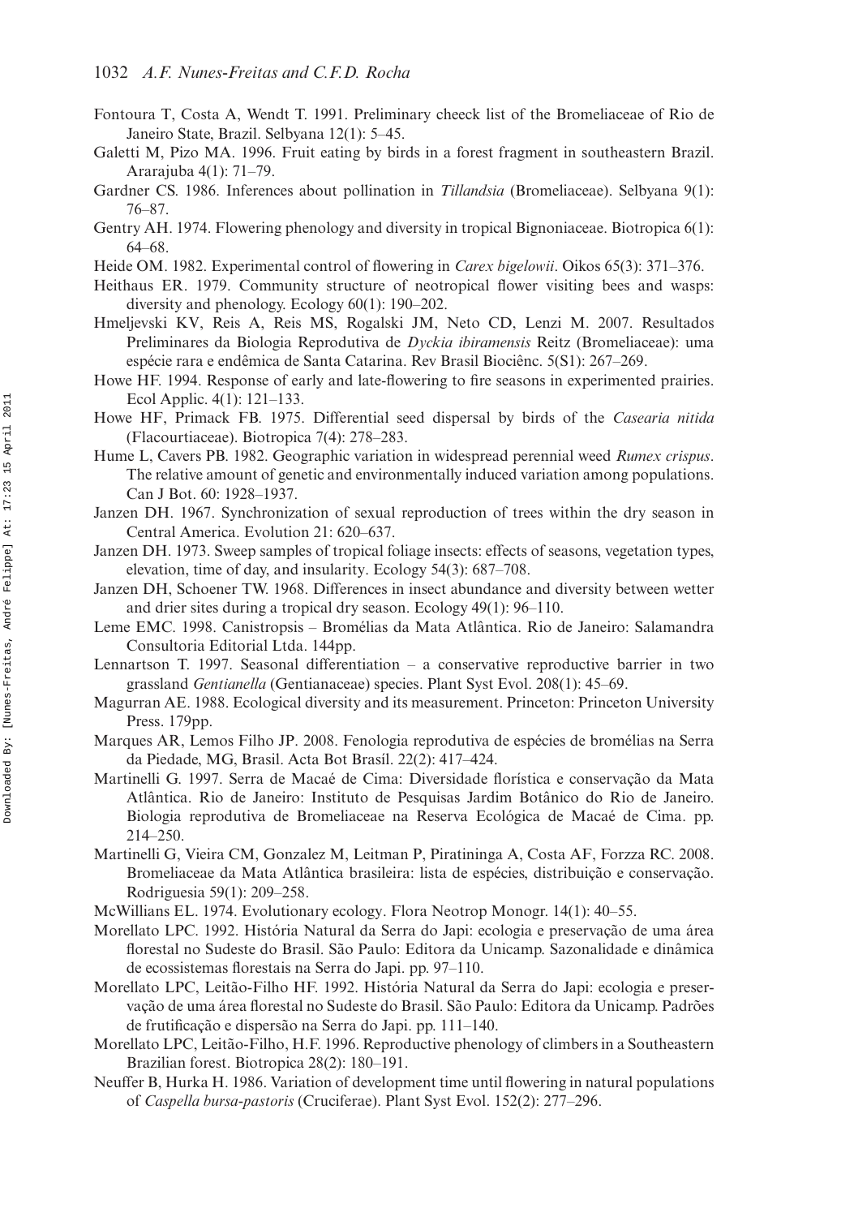Fontoura T, Costa A, Wendt T. 1991. Preliminary cheeck list of the Bromeliaceae of Rio de Janeiro State, Brazil. Selbyana 12(1): 5–45.

Galetti M, Pizo MA. 1996. Fruit eating by birds in a forest fragment in southeastern Brazil. Ararajuba 4(1): 71–79.

Gardner CS. 1986. Inferences about pollination in *Tillandsia* (Bromeliaceae). Selbyana 9(1): 76–87.

Gentry AH. 1974. Flowering phenology and diversity in tropical Bignoniaceae. Biotropica 6(1): 64–68.

Heide OM. 1982. Experimental control of flowering in *Carex bigelowii*. Oikos 65(3): 371–376.

Heithaus ER. 1979. Community structure of neotropical flower visiting bees and wasps: diversity and phenology. Ecology 60(1): 190–202.

Hmeljevski KV, Reis A, Reis MS, Rogalski JM, Neto CD, Lenzi M. 2007. Resultados Preliminares da Biologia Reprodutiva de *Dyckia ibiramensis* Reitz (Bromeliaceae): uma espécie rara e endêmica de Santa Catarina. Rev Brasil Biociênc. 5(S1): 267–269.

Howe HF. 1994. Response of early and late-flowering to fire seasons in experimented prairies. Ecol Applic. 4(1): 121–133.

Howe HF, Primack FB. 1975. Differential seed dispersal by birds of the *Casearia nitida* (Flacourtiaceae). Biotropica 7(4): 278–283.

Hume L, Cavers PB. 1982. Geographic variation in widespread perennial weed *Rumex crispus*. The relative amount of genetic and environmentally induced variation among populations. Can J Bot. 60: 1928–1937.

Janzen DH. 1967. Synchronization of sexual reproduction of trees within the dry season in Central America. Evolution 21: 620–637.

Janzen DH. 1973. Sweep samples of tropical foliage insects: effects of seasons, vegetation types, elevation, time of day, and insularity. Ecology 54(3): 687–708.

Janzen DH, Schoener TW. 1968. Differences in insect abundance and diversity between wetter and drier sites during a tropical dry season. Ecology 49(1): 96–110.

Leme EMC. 1998. Canistropsis – Bromélias da Mata Atlântica. Rio de Janeiro: Salamandra Consultoria Editorial Ltda. 144pp.

Lennartson T. 1997. Seasonal differentiation – a conservative reproductive barrier in two grassland *Gentianella* (Gentianaceae) species. Plant Syst Evol. 208(1): 45–69.

Magurran AE. 1988. Ecological diversity and its measurement. Princeton: Princeton University Press. 179pp.

Marques AR, Lemos Filho JP. 2008. Fenologia reprodutiva de espécies de bromélias na Serra da Piedade, MG, Brasil. Acta Bot Brasíl. 22(2): 417–424.

Martinelli G. 1997. Serra de Macaé de Cima: Diversidade florística e conservação da Mata Atlântica. Rio de Janeiro: Instituto de Pesquisas Jardim Botânico do Rio de Janeiro. Biologia reprodutiva de Bromeliaceae na Reserva Ecológica de Macaé de Cima. pp. 214–250.

Martinelli G, Vieira CM, Gonzalez M, Leitman P, Piratininga A, Costa AF, Forzza RC. 2008. Bromeliaceae da Mata Atlântica brasileira: lista de espécies, distribuição e conservação. Rodriguesia 59(1): 209–258.

McWillians EL. 1974. Evolutionary ecology. Flora Neotrop Monogr. 14(1): 40–55.

Morellato LPC. 1992. História Natural da Serra do Japi: ecologia e preservação de uma área florestal no Sudeste do Brasil. São Paulo: Editora da Unicamp. Sazonalidade e dinâmica de ecossistemas florestais na Serra do Japi. pp. 97–110.

Morellato LPC, Leitão-Filho HF. 1992. História Natural da Serra do Japi: ecologia e preservação de uma área florestal no Sudeste do Brasil. São Paulo: Editora da Unicamp. Padrões de frutificação e dispersão na Serra do Japi. pp. 111–140.

Morellato LPC, Leitão-Filho, H.F. 1996. Reproductive phenology of climbers in a Southeastern Brazilian forest. Biotropica 28(2): 180–191.

Neuffer B, Hurka H. 1986. Variation of development time until flowering in natural populations of *Caspella bursa-pastoris* (Cruciferae). Plant Syst Evol. 152(2): 277–296.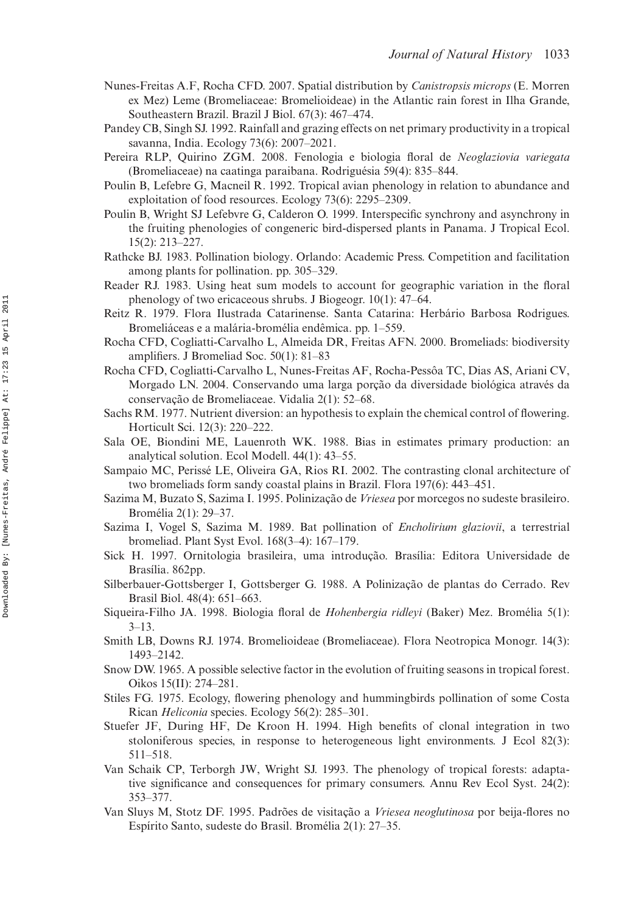Nunes-Freitas A.F, Rocha CFD. 2007. Spatial distribution by *Canistropsis microps* (E. Morren ex Mez) Leme (Bromeliaceae: Bromelioideae) in the Atlantic rain forest in Ilha Grande, Southeastern Brazil. Brazil J Biol. 67(3): 467–474.

Pandey CB, Singh SJ. 1992. Rainfall and grazing effects on net primary productivity in a tropical savanna, India. Ecology 73(6): 2007–2021.

Pereira RLP, Quirino ZGM. 2008. Fenologia e biologia floral de *Neoglaziovia variegata* (Bromeliaceae) na caatinga paraibana. Rodriguésia 59(4): 835–844.

Poulin B, Lefebre G, Macneil R. 1992. Tropical avian phenology in relation to abundance and exploitation of food resources. Ecology 73(6): 2295–2309.

Poulin B, Wright SJ Lefebvre G, Calderon O. 1999. Interspecific synchrony and asynchrony in the fruiting phenologies of congeneric bird-dispersed plants in Panama. J Tropical Ecol. 15(2): 213–227.

Rathcke BJ. 1983. Pollination biology. Orlando: Academic Press. Competition and facilitation among plants for pollination. pp. 305–329.

Reader RJ. 1983. Using heat sum models to account for geographic variation in the floral phenology of two ericaceous shrubs. J Biogeogr. 10(1): 47–64.

Reitz R. 1979. Flora Ilustrada Catarinense. Santa Catarina: Herbário Barbosa Rodrigues. Bromeliáceas e a malária-bromélia endêmica. pp. 1–559.

Rocha CFD, Cogliatti-Carvalho L, Almeida DR, Freitas AFN. 2000. Bromeliads: biodiversity amplifiers. J Bromeliad Soc. 50(1): 81–83

Rocha CFD, Cogliatti-Carvalho L, Nunes-Freitas AF, Rocha-Pessôa TC, Dias AS, Ariani CV, Morgado LN. 2004. Conservando uma larga porção da diversidade biológica através da conservação de Bromeliaceae. Vidalia 2(1): 52–68.

Sachs RM. 1977. Nutrient diversion: an hypothesis to explain the chemical control of flowering. Horticult Sci. 12(3): 220–222.

Sala OE, Biondini ME, Lauenroth WK. 1988. Bias in estimates primary production: an analytical solution. Ecol Modell. 44(1): 43–55.

Sampaio MC, Perissé LE, Oliveira GA, Rios RI. 2002. The contrasting clonal architecture of two bromeliads form sandy coastal plains in Brazil. Flora 197(6): 443–451.

Sazima M, Buzato S, Sazima I. 1995. Polinização de *Vriesea* por morcegos no sudeste brasileiro. Bromélia 2(1): 29–37.

Sazima I, Vogel S, Sazima M. 1989. Bat pollination of *Encholirium glaziovii*, a terrestrial bromeliad. Plant Syst Evol. 168(3–4): 167–179.

Sick H. 1997. Ornitologia brasileira, uma introdução. Brasília: Editora Universidade de Brasília. 862pp.

Silberbauer-Gottsberger I, Gottsberger G. 1988. A Polinização de plantas do Cerrado. Rev Brasil Biol. 48(4): 651–663.

Siqueira-Filho JA. 1998. Biologia floral de *Hohenbergia ridleyi* (Baker) Mez. Bromélia 5(1): 3–13.

Smith LB, Downs RJ. 1974. Bromelioideae (Bromeliaceae). Flora Neotropica Monogr. 14(3): 1493–2142.

Snow DW. 1965. A possible selective factor in the evolution of fruiting seasons in tropical forest. Oikos 15(II): 274–281.

Stiles FG. 1975. Ecology, flowering phenology and hummingbirds pollination of some Costa Rican *Heliconia* species. Ecology 56(2): 285–301.

Stuefer JF, During HF, De Kroon H. 1994. High benefits of clonal integration in two stoloniferous species, in response to heterogeneous light environments. J Ecol 82(3): 511–518.

Van Schaik CP, Terborgh JW, Wright SJ. 1993. The phenology of tropical forests: adaptative significance and consequences for primary consumers. Annu Rev Ecol Syst. 24(2): 353–377.

Van Sluys M, Stotz DF. 1995. Padrões de visitação a *Vriesea neoglutinosa* por beija-flores no Espírito Santo, sudeste do Brasil. Bromélia 2(1): 27–35.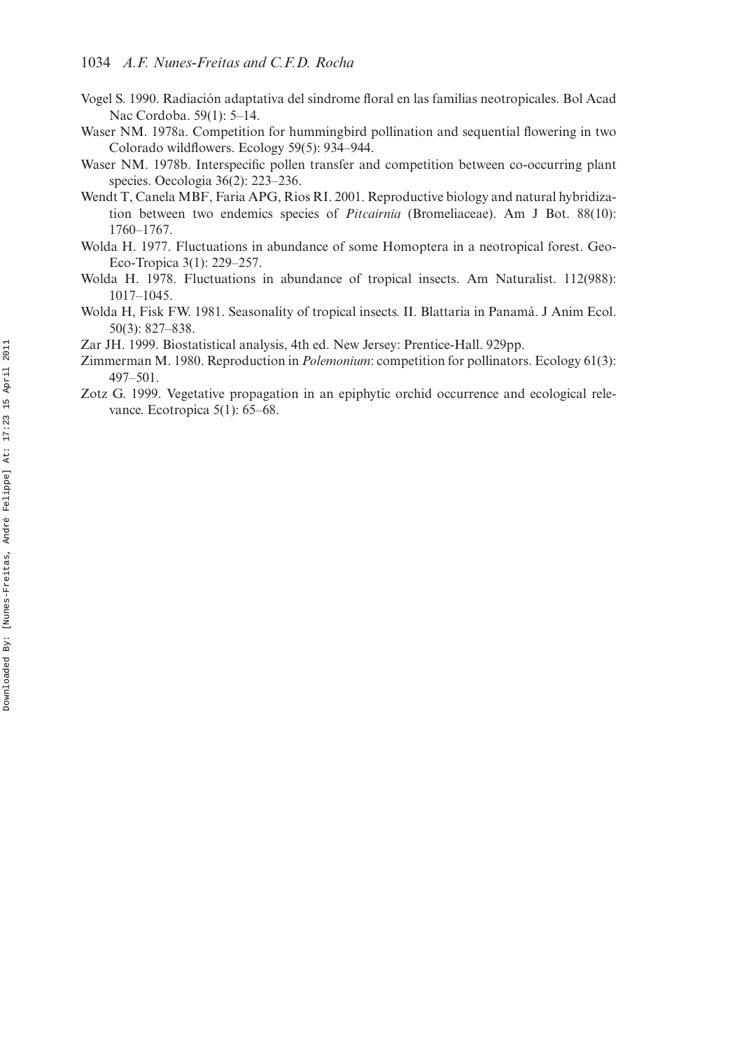Vogel S. 1990. Radiación adaptativa del sindrome floral en las familias neotropicales. Bol Acad Nac Cordoba. 59(1): 5–14.

Waser NM. 1978a. Competition for hummingbird pollination and sequential flowering in two Colorado wildflowers. Ecology 59(5): 934–944.

Waser NM. 1978b. Interspecific pollen transfer and competition between co-occurring plant species. Oecologia 36(2): 223–236.

Wendt T, Canela MBF, Faria APG, Rios RI. 2001. Reproductive biology and natural hybridization between two endemics species of *Pitcairnia* (Bromeliaceae). Am J Bot. 88(10): 1760–1767.

Wolda H. 1977. Fluctuations in abundance of some Homoptera in a neotropical forest. Geo-Eco-Tropica 3(1): 229–257.

Wolda H. 1978. Fluctuations in abundance of tropical insects. Am Naturalist. 112(988): 1017–1045.

Wolda H, Fisk FW. 1981. Seasonality of tropical insects. II. Blattaria in Panamá. J Anim Ecol. 50(3): 827–838.

Zar JH. 1999. Biostatistical analysis, 4th ed. New Jersey: Prentice-Hall. 929pp.

Zimmerman M. 1980. Reproduction in *Polemonium*: competition for pollinators. Ecology 61(3): 497–501.

Zotz G. 1999. Vegetative propagation in an epiphytic orchid occurrence and ecological relevance. Ecotropica 5(1): 65–68.